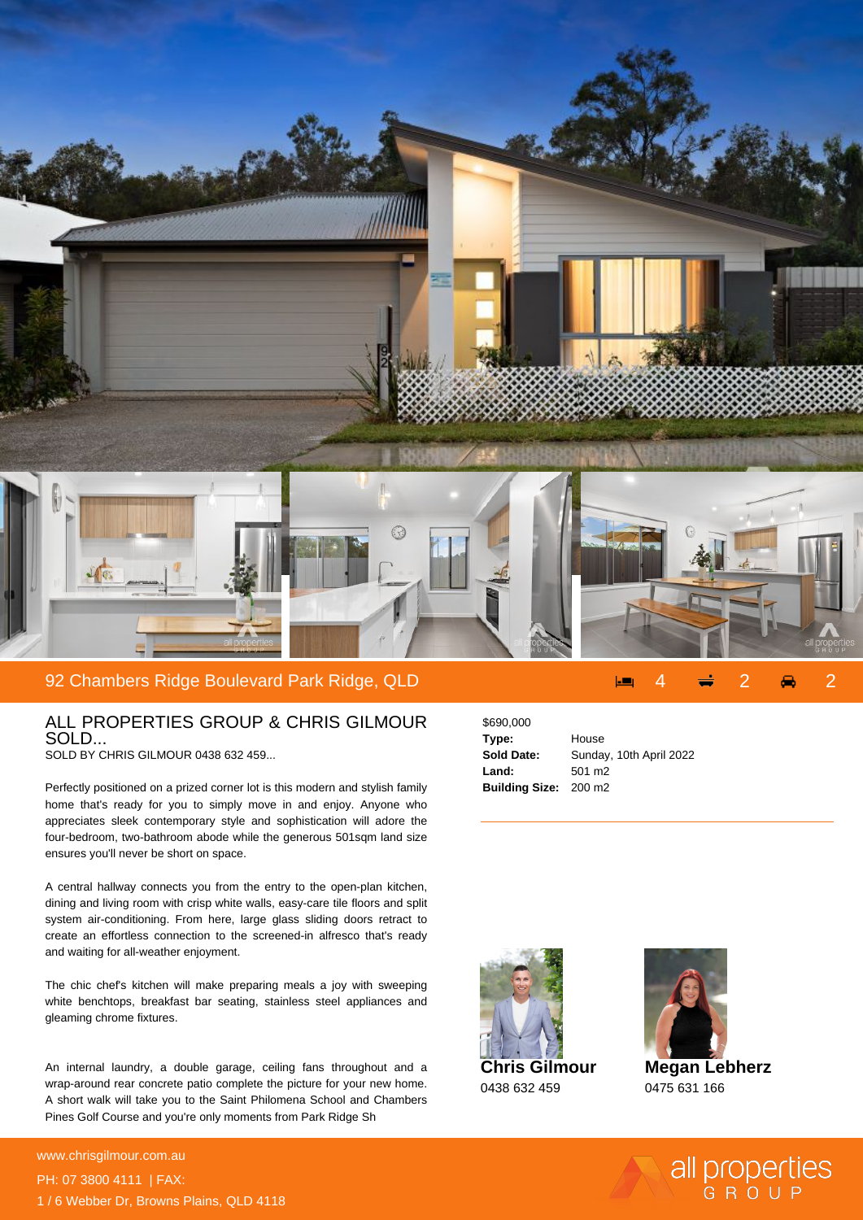# 92 Chambers Ridge Boulevard Park Ridge, QLD

4 bedrooms | 2 bathrooms | 2 car spaces

## ALL PROPERTIES GROUP & CHRIS GILMOUR SOLD...

SOLD BY CHRIS GILMOUR 0438 632 459...

Perfectly positioned on a prized corner lot is this modern and stylish family home that's ready for you to simply move in and enjoy. Anyone who appreciates sleek contemporary style and sophistication will adore the four-bedroom, two-bathroom abode while the generous 501sqm land size ensures you'll never be short on space.

A central hallway connects you from the entry to the open-plan kitchen, dining and living room with crisp white walls, easy-care tile floors and split system air-conditioning. From here, large glass sliding doors retract to create an effortless connection to the screened-in alfresco that's ready and waiting for all-weather enjoyment.

The chic chef's kitchen will make preparing meals a joy with sweeping white benchtops, breakfast bar seating, stainless steel appliances and gleaming chrome fixtures.

An internal laundry, a double garage, ceiling fans throughout and a wrap-around rear concrete patio complete the picture for your new home. A short walk will take you to the Saint Philomena School and Chambers Pines Golf Course and you're only moments from Park Ridge Sh

$690,000

| | |
|---|---|
| **Type:** | House |
| **Sold Date:** | Sunday, 10th April 2022 |
| **Land:** | 501 m2 |
| **Building Size:** | 200 m2 |

**Chris Gilmour**
0438 632 459

**Megan Lebherz**
0475 631 166

www.chrisgilmour.com.au
PH: 07 3800 4111 | FAX:
1 / 6 Webber Dr, Browns Plains, QLD 4118

all properties GROUP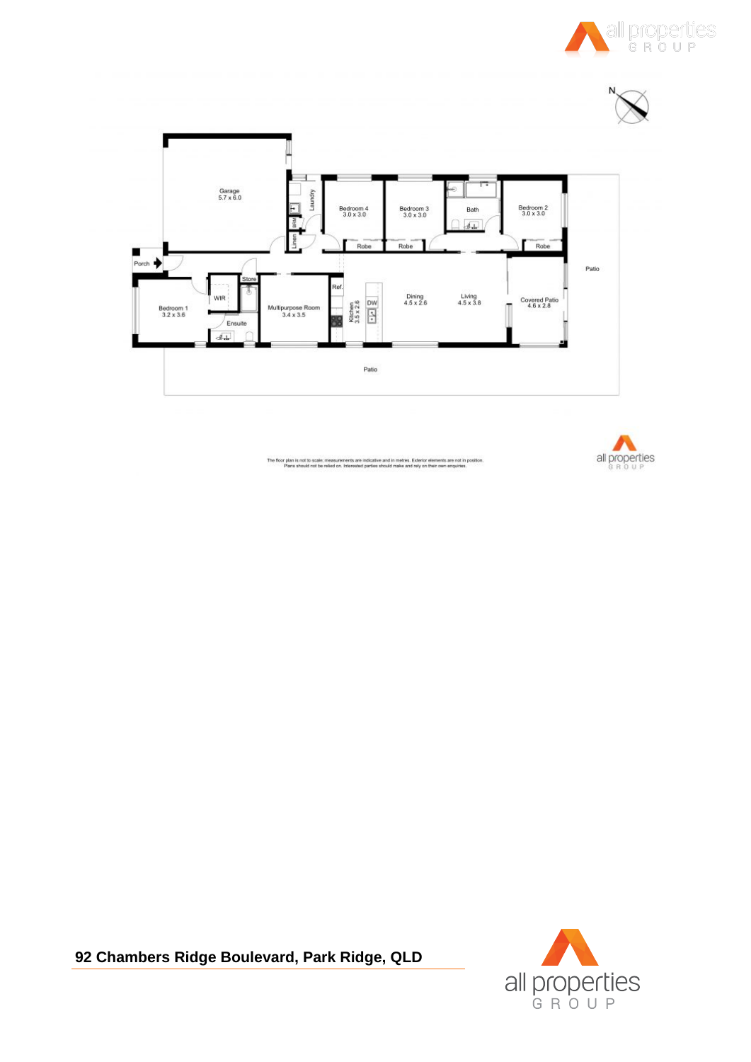Garage
5.7 x 6.0

Laundry

BRM

Linen

Bedroom 4
3.0 x 3.0

Bedroom 3
3.0 x 3.0

Bath

Bedroom 2
3.0 x 3.0

Robe

Robe

Robe

Porch

Patio

Store

WIR

Bedroom 1
3.2 x 3.6

Ensuite

Multipurpose Room
3.4 x 3.5

Ref.

DW

Kitchen
3.5 x 2.6

Dining
4.5 x 2.6

Living
4.5 x 3.8

Covered Patio
4.6 x 2.8

Patio

The floor plan is not to scale; measurements are indicative and in metres. Exterior elements are not in position. Plans should not be relied on. Interested parties should make and rely on their own enquiries.

**92 Chambers Ridge Boulevard, Park Ridge, QLD**